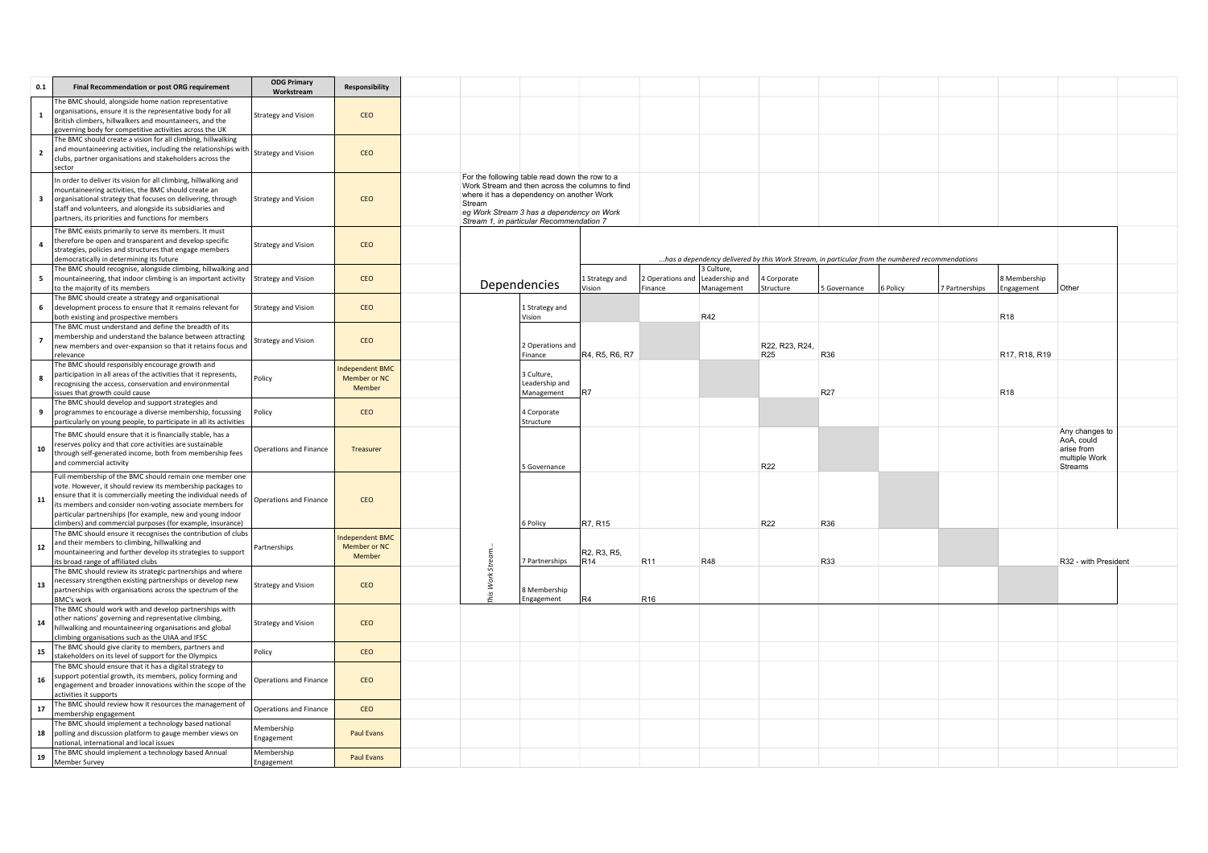| 0.1 | Final Recommendation or post ORG requirement | ODG Primary Workstream | Responsibility |
|---|---|---|---|
| 1 | The BMC should, alongside home nation representative organisations, ensure it is the representative body for all British climbers, hillwalkers and mountaineers, and the governing body for competitive activities across the UK | Strategy and Vision | CEO |
| 2 | The BMC should create a vision for all climbing, hillwalking and mountaineering activities, including the relationships with clubs, partner organisations and stakeholders across the sector | Strategy and Vision | CEO |
| 3 | In order to deliver its vision for all climbing, hillwalking and mountaineering activities, the BMC should create an organisational strategy that focuses on delivering, through staff and volunteers, and alongside its subsidiaries and partners, its priorities and functions for members | Strategy and Vision | CEO |
| 4 | The BMC exists primarily to serve its members. It must therefore be open and transparent and develop specific strategies, policies and structures that engage members democratically in determining its future | Strategy and Vision | CEO |
| 5 | The BMC should recognise, alongside climbing, hillwalking and mountaineering, that indoor climbing is an important activity to the majority of its members | Strategy and Vision | CEO |
| 6 | The BMC should create a strategy and organisational development process to ensure that it remains relevant for both existing and prospective members | Strategy and Vision | CEO |
| 7 | The BMC must understand and define the breadth of its membership and understand the balance between attracting new members and over-expansion so that it retains focus and relevance | Strategy and Vision | CEO |
| 8 | The BMC should responsibly encourage growth and participation in all areas of the activities that it represents, recognising the access, conservation and environmental issues that growth could cause | Policy | Independent BMC Member or NC Member |
| 9 | The BMC should develop and support strategies and programmes to encourage a diverse membership, focussing particularly on young people, to participate in all its activities | Policy | CEO |
| 10 | The BMC should ensure that it is financially stable, has a reserves policy and that core activities are sustainable through self-generated income, both from membership fees and commercial activity | Operations and Finance | Treasurer |
| 11 | Full membership of the BMC should remain one member one vote. However, it should review its membership packages to ensure that it is commercially meeting the individual needs of its members and consider non-voting associate members for particular partnerships (for example, new and young indoor climbers) and commercial purposes (for example, insurance) | Operations and Finance | CEO |
| 12 | The BMC should ensure it recognises the contribution of clubs and their members to climbing, hillwalking and mountaineering and further develop its strategies to support its broad range of affiliated clubs | Partnerships | Independent BMC Member or NC Member |
| 13 | The BMC should review its strategic partnerships and where necessary strengthen existing partnerships or develop new partnerships with organisations across the spectrum of the BMC's work | Strategy and Vision | CEO |
| 14 | The BMC should work with and develop partnerships with other nations' governing and representative climbing, hillwalking and mountaineering organisations and global climbing organisations such as the UIAA and IFSC | Strategy and Vision | CEO |
| 15 | The BMC should give clarity to members, partners and stakeholders on its level of support for the Olympics | Policy | CEO |
| 16 | The BMC should ensure that it has a digital strategy to support potential growth, its members, policy forming and engagement and broader innovations within the scope of the activities it supports | Operations and Finance | CEO |
| 17 | The BMC should review how it resources the management of membership engagement | Operations and Finance | CEO |
| 18 | The BMC should implement a technology based national polling and discussion platform to gauge member views on national, international and local issues | Membership Engagement | Paul Evans |
| 19 | The BMC should implement a technology based Annual Member Survey | Membership Engagement | Paul Evans |

For the following table read down the row to a Work Stream and then across the columns to find where it has a dependency on another Work Stream
*eg Work Stream 3 has a dependency on Work Stream 1, in particular Recommendation 7*

| Dependencies | *...has a dependency delivered by this Work Stream, in particular from the numbered recommendations* | | | | | | | | |
|---|---|---|---|---|---|---|---|---|---|
| *This Work Stream...* | 1 Strategy and Vision | 2 Operations and Finance | 3 Culture, Leadership and Management | 4 Corporate Structure | 5 Governance | 6 Policy | 7 Partnerships | 8 Membership Engagement | Other |
| 1 Strategy and Vision | | | R42 | | | | | R18 | |
| 2 Operations and Finance | R4, R5, R6, R7 | | | R22, R23, R24, R25 | R36 | | | R17, R18, R19 | |
| 3 Culture, Leadership and Management | R7 | | | | R27 | | | R18 | |
| 4 Corporate Structure | | | | | | | | | |
| 5 Governance | | | | R22 | | | | | Any changes to AoA, could arise from multiple Work Streams |
| 6 Policy | R7, R15 | | | R22 | R36 | | | | |
| 7 Partnerships | R2, R3, R5, R14 | R11 | R48 | | R33 | | | | R32 - with President |
| 8 Membership Engagement | R4 | R16 | | | | | | | |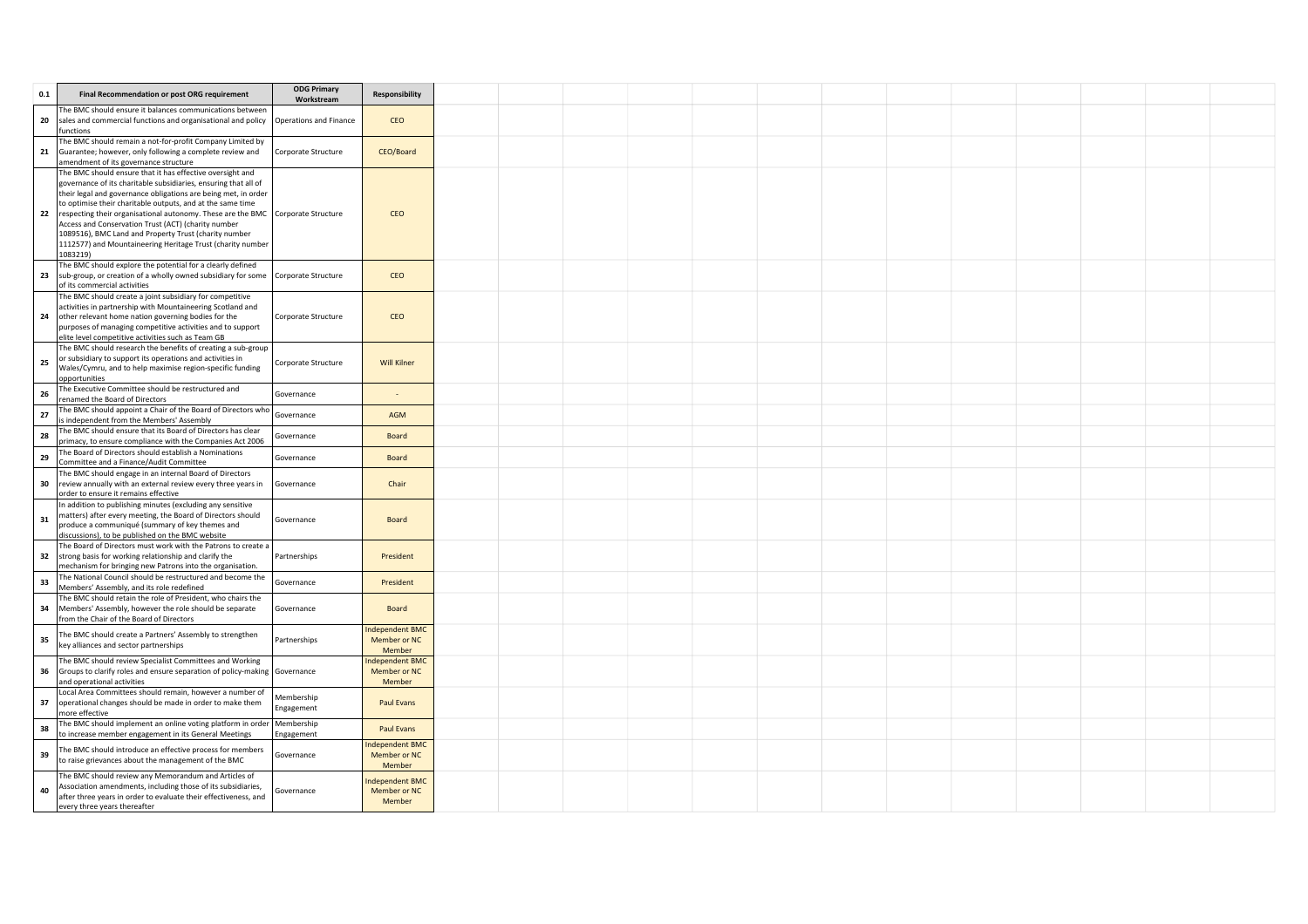| 0.1 | Final Recommendation or post ORG requirement | ODG Primary Workstream | Responsibility | | | | | | | | | | | | |
|---|---|---|---|---|---|---|---|---|---|---|---|---|---|---|---|
| 20 | The BMC should ensure it balances communications between sales and commercial functions and organisational and policy functions | Operations and Finance | CEO | | | | | | | | | | | | |
| 21 | The BMC should remain a not-for-profit Company Limited by Guarantee; however, only following a complete review and amendment of its governance structure | Corporate Structure | CEO/Board | | | | | | | | | | | | |
| 22 | The BMC should ensure that it has effective oversight and governance of its charitable subsidiaries, ensuring that all of their legal and governance obligations are being met, in order to optimise their charitable outputs, and at the same time respecting their organisational autonomy. These are the BMC Access and Conservation Trust (ACT) (charity number 1089516), BMC Land and Property Trust (charity number 1112577) and Mountaineering Heritage Trust (charity number 1083219) | Corporate Structure | CEO | | | | | | | | | | | | |
| 23 | The BMC should explore the potential for a clearly defined sub-group, or creation of a wholly owned subsidiary for some of its commercial activities | Corporate Structure | CEO | | | | | | | | | | | | |
| 24 | The BMC should create a joint subsidiary for competitive activities in partnership with Mountaineering Scotland and other relevant home nation governing bodies for the purposes of managing competitive activities and to support elite level competitive activities such as Team GB | Corporate Structure | CEO | | | | | | | | | | | | |
| 25 | The BMC should research the benefits of creating a sub-group or subsidiary to support its operations and activities in Wales/Cymru, and to help maximise region-specific funding opportunities | Corporate Structure | Will Kilner | | | | | | | | | | | | |
| 26 | The Executive Committee should be restructured and renamed the Board of Directors | Governance | - | | | | | | | | | | | | |
| 27 | The BMC should appoint a Chair of the Board of Directors who is independent from the Members' Assembly | Governance | AGM | | | | | | | | | | | | |
| 28 | The BMC should ensure that its Board of Directors has clear primacy, to ensure compliance with the Companies Act 2006 | Governance | Board | | | | | | | | | | | | |
| 29 | The Board of Directors should establish a Nominations Committee and a Finance/Audit Committee | Governance | Board | | | | | | | | | | | | |
| 30 | The BMC should engage in an internal Board of Directors review annually with an external review every three years in order to ensure it remains effective | Governance | Chair | | | | | | | | | | | | |
| 31 | In addition to publishing minutes (excluding any sensitive matters) after every meeting, the Board of Directors should produce a communiqué (summary of key themes and discussions), to be published on the BMC website | Governance | Board | | | | | | | | | | | | |
| 32 | The Board of Directors must work with the Patrons to create a strong basis for working relationship and clarify the mechanism for bringing new Patrons into the organisation. | Partnerships | President | | | | | | | | | | | | |
| 33 | The National Council should be restructured and become the Members' Assembly, and its role redefined | Governance | President | | | | | | | | | | | | |
| 34 | The BMC should retain the role of President, who chairs the Members' Assembly, however the role should be separate from the Chair of the Board of Directors | Governance | Board | | | | | | | | | | | | |
| 35 | The BMC should create a Partners' Assembly to strengthen key alliances and sector partnerships | Partnerships | Independent BMC Member or NC Member | | | | | | | | | | | | |
| 36 | The BMC should review Specialist Committees and Working Groups to clarify roles and ensure separation of policy-making and operational activities | Governance | Independent BMC Member or NC Member | | | | | | | | | | | | |
| 37 | Local Area Committees should remain, however a number of operational changes should be made in order to make them more effective | Membership Engagement | Paul Evans | | | | | | | | | | | | |
| 38 | The BMC should implement an online voting platform in order to increase member engagement in its General Meetings | Membership Engagement | Paul Evans | | | | | | | | | | | | |
| 39 | The BMC should introduce an effective process for members to raise grievances about the management of the BMC | Governance | Independent BMC Member or NC Member | | | | | | | | | | | | |
| 40 | The BMC should review any Memorandum and Articles of Association amendments, including those of its subsidiaries, after three years in order to evaluate their effectiveness, and every three years thereafter | Governance | Independent BMC Member or NC Member | | | | | | | | | | | | |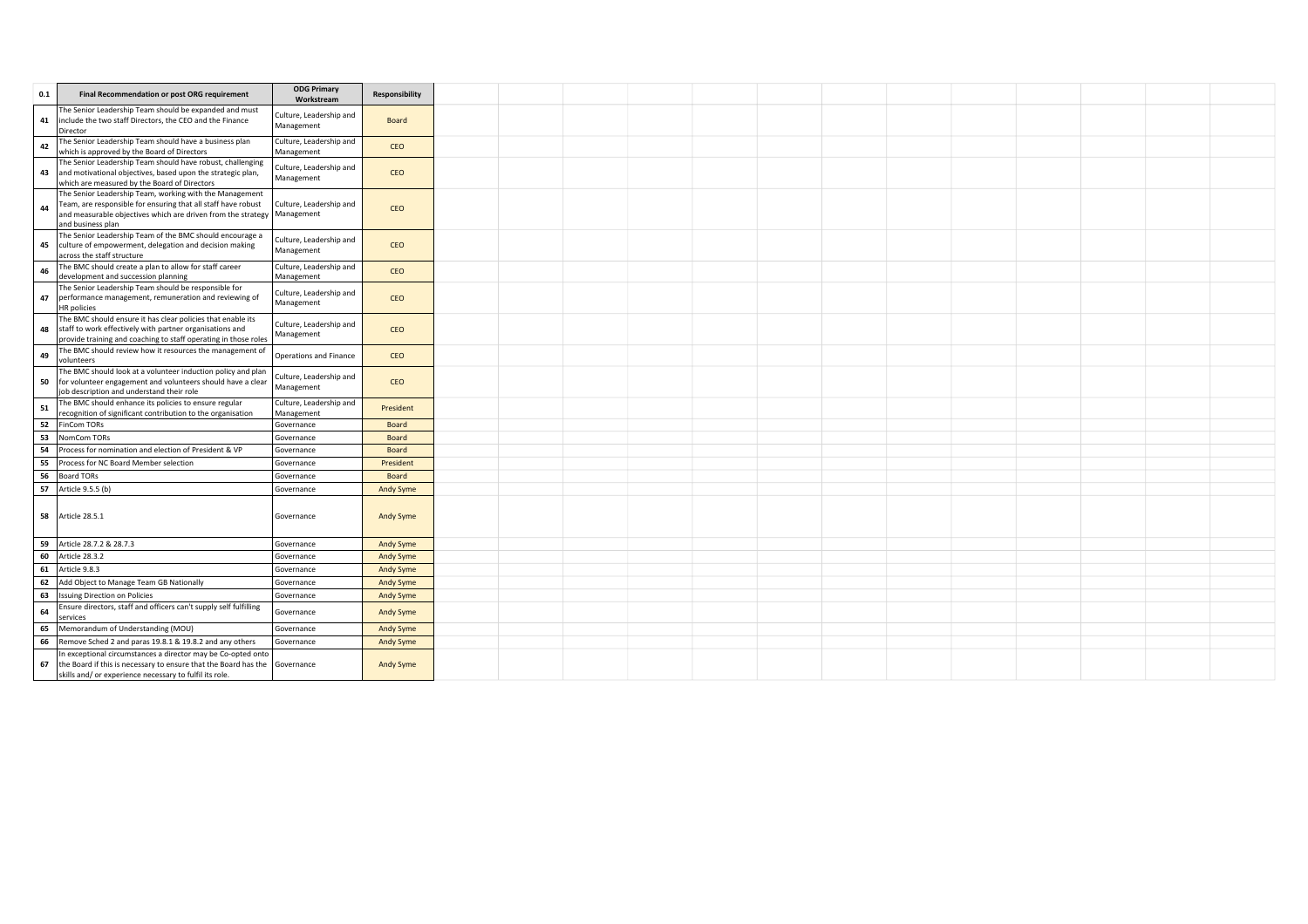| 0.1 | Final Recommendation or post ORG requirement | ODG Primary Workstream | Responsibility |
|---|---|---|---|
| 41 | The Senior Leadership Team should be expanded and must include the two staff Directors, the CEO and the Finance Director | Culture, Leadership and Management | Board |
| 42 | The Senior Leadership Team should have a business plan which is approved by the Board of Directors | Culture, Leadership and Management | CEO |
| 43 | The Senior Leadership Team should have robust, challenging and motivational objectives, based upon the strategic plan, which are measured by the Board of Directors | Culture, Leadership and Management | CEO |
| 44 | The Senior Leadership Team, working with the Management Team, are responsible for ensuring that all staff have robust and measurable objectives which are driven from the strategy and business plan | Culture, Leadership and Management | CEO |
| 45 | The Senior Leadership Team of the BMC should encourage a culture of empowerment, delegation and decision making across the staff structure | Culture, Leadership and Management | CEO |
| 46 | The BMC should create a plan to allow for staff career development and succession planning | Culture, Leadership and Management | CEO |
| 47 | The Senior Leadership Team should be responsible for performance management, remuneration and reviewing of HR policies | Culture, Leadership and Management | CEO |
| 48 | The BMC should ensure it has clear policies that enable its staff to work effectively with partner organisations and provide training and coaching to staff operating in those roles | Culture, Leadership and Management | CEO |
| 49 | The BMC should review how it resources the management of volunteers | Operations and Finance | CEO |
| 50 | The BMC should look at a volunteer induction policy and plan for volunteer engagement and volunteers should have a clear job description and understand their role | Culture, Leadership and Management | CEO |
| 51 | The BMC should enhance its policies to ensure regular recognition of significant contribution to the organisation | Culture, Leadership and Management | President |
| 52 | FinCom TORs | Governance | Board |
| 53 | NomCom TORs | Governance | Board |
| 54 | Process for nomination and election of President & VP | Governance | Board |
| 55 | Process for NC Board Member selection | Governance | President |
| 56 | Board TORs | Governance | Board |
| 57 | Article 9.5.5 (b) | Governance | Andy Syme |
| 58 | Article 28.5.1 | Governance | Andy Syme |
| 59 | Article 28.7.2 & 28.7.3 | Governance | Andy Syme |
| 60 | Article 28.3.2 | Governance | Andy Syme |
| 61 | Article 9.8.3 | Governance | Andy Syme |
| 62 | Add Object to Manage Team GB Nationally | Governance | Andy Syme |
| 63 | Issuing Direction on Policies | Governance | Andy Syme |
| 64 | Ensure directors, staff and officers can't supply self fulfilling services | Governance | Andy Syme |
| 65 | Memorandum of Understanding (MOU) | Governance | Andy Syme |
| 66 | Remove Sched 2 and paras 19.8.1 & 19.8.2 and any others | Governance | Andy Syme |
| 67 | In exceptional circumstances a director may be Co-opted onto the Board if this is necessary to ensure that the Board has the skills and/ or experience necessary to fulfil its role. | Governance | Andy Syme |